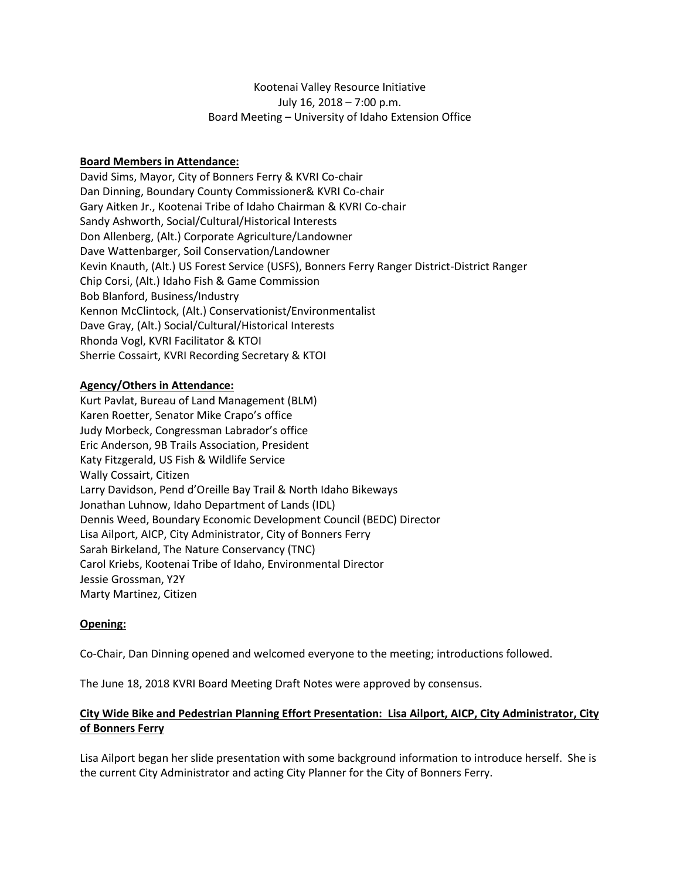Kootenai Valley Resource Initiative
July 16, 2018 – 7:00 p.m.
Board Meeting – University of Idaho Extension Office

**Board Members in Attendance:**

David Sims, Mayor, City of Bonners Ferry & KVRI Co-chair
Dan Dinning, Boundary County Commissioner& KVRI Co-chair
Gary Aitken Jr., Kootenai Tribe of Idaho Chairman & KVRI Co-chair
Sandy Ashworth, Social/Cultural/Historical Interests
Don Allenberg, (Alt.) Corporate Agriculture/Landowner
Dave Wattenbarger, Soil Conservation/Landowner
Kevin Knauth, (Alt.) US Forest Service (USFS), Bonners Ferry Ranger District-District Ranger
Chip Corsi, (Alt.) Idaho Fish & Game Commission
Bob Blanford, Business/Industry
Kennon McClintock, (Alt.) Conservationist/Environmentalist
Dave Gray, (Alt.) Social/Cultural/Historical Interests
Rhonda Vogl, KVRI Facilitator & KTOI
Sherrie Cossairt, KVRI Recording Secretary & KTOI

**Agency/Others in Attendance:**

Kurt Pavlat, Bureau of Land Management (BLM)
Karen Roetter, Senator Mike Crapo's office
Judy Morbeck, Congressman Labrador's office
Eric Anderson, 9B Trails Association, President
Katy Fitzgerald, US Fish & Wildlife Service
Wally Cossairt, Citizen
Larry Davidson, Pend d'Oreille Bay Trail & North Idaho Bikeways
Jonathan Luhnow, Idaho Department of Lands (IDL)
Dennis Weed, Boundary Economic Development Council (BEDC) Director
Lisa Ailport, AICP, City Administrator, City of Bonners Ferry
Sarah Birkeland, The Nature Conservancy (TNC)
Carol Kriebs, Kootenai Tribe of Idaho, Environmental Director
Jessie Grossman, Y2Y
Marty Martinez, Citizen

**Opening:**

Co-Chair, Dan Dinning opened and welcomed everyone to the meeting; introductions followed.

The June 18, 2018 KVRI Board Meeting Draft Notes were approved by consensus.

**City Wide Bike and Pedestrian Planning Effort Presentation: Lisa Ailport, AICP, City Administrator, City of Bonners Ferry**

Lisa Ailport began her slide presentation with some background information to introduce herself. She is the current City Administrator and acting City Planner for the City of Bonners Ferry.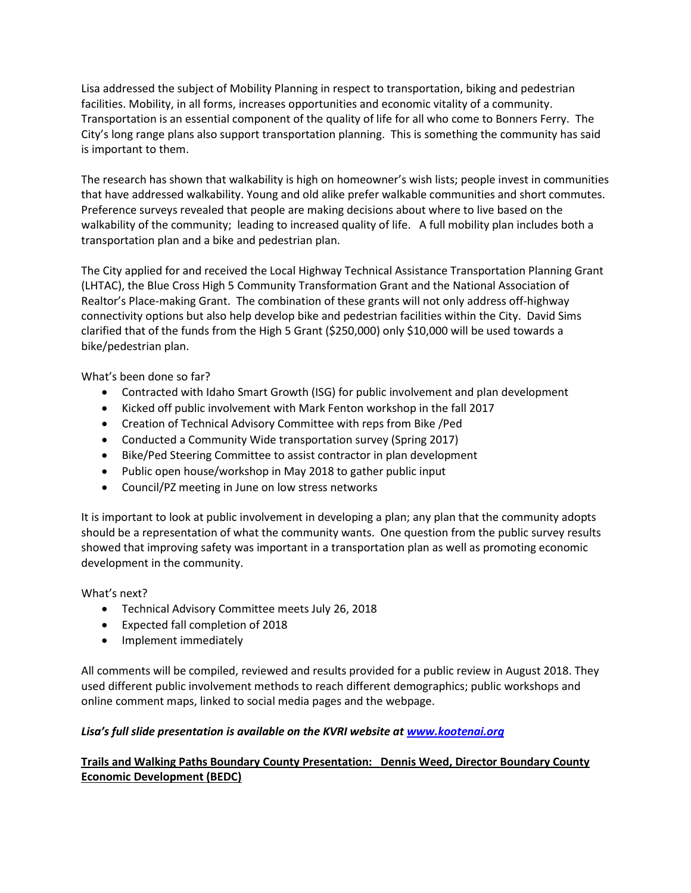Lisa addressed the subject of Mobility Planning in respect to transportation, biking and pedestrian facilities. Mobility, in all forms, increases opportunities and economic vitality of a community. Transportation is an essential component of the quality of life for all who come to Bonners Ferry. The City's long range plans also support transportation planning. This is something the community has said is important to them.

The research has shown that walkability is high on homeowner's wish lists; people invest in communities that have addressed walkability. Young and old alike prefer walkable communities and short commutes. Preference surveys revealed that people are making decisions about where to live based on the walkability of the community; leading to increased quality of life. A full mobility plan includes both a transportation plan and a bike and pedestrian plan.

The City applied for and received the Local Highway Technical Assistance Transportation Planning Grant (LHTAC), the Blue Cross High 5 Community Transformation Grant and the National Association of Realtor's Place-making Grant. The combination of these grants will not only address off-highway connectivity options but also help develop bike and pedestrian facilities within the City. David Sims clarified that of the funds from the High 5 Grant ($250,000) only $10,000 will be used towards a bike/pedestrian plan.

What's been done so far?

- Contracted with Idaho Smart Growth (ISG) for public involvement and plan development
- Kicked off public involvement with Mark Fenton workshop in the fall 2017
- Creation of Technical Advisory Committee with reps from Bike /Ped
- Conducted a Community Wide transportation survey (Spring 2017)
- Bike/Ped Steering Committee to assist contractor in plan development
- Public open house/workshop in May 2018 to gather public input
- Council/PZ meeting in June on low stress networks

It is important to look at public involvement in developing a plan; any plan that the community adopts should be a representation of what the community wants. One question from the public survey results showed that improving safety was important in a transportation plan as well as promoting economic development in the community.

What's next?

- Technical Advisory Committee meets July 26, 2018
- Expected fall completion of 2018
- Implement immediately

All comments will be compiled, reviewed and results provided for a public review in August 2018. They used different public involvement methods to reach different demographics; public workshops and online comment maps, linked to social media pages and the webpage.

***Lisa's full slide presentation is available on the KVRI website at [www.kootenai.org](http://www.kootenai.org)***

**<u>Trails and Walking Paths Boundary County Presentation: Dennis Weed, Director Boundary County Economic Development (BEDC)</u>**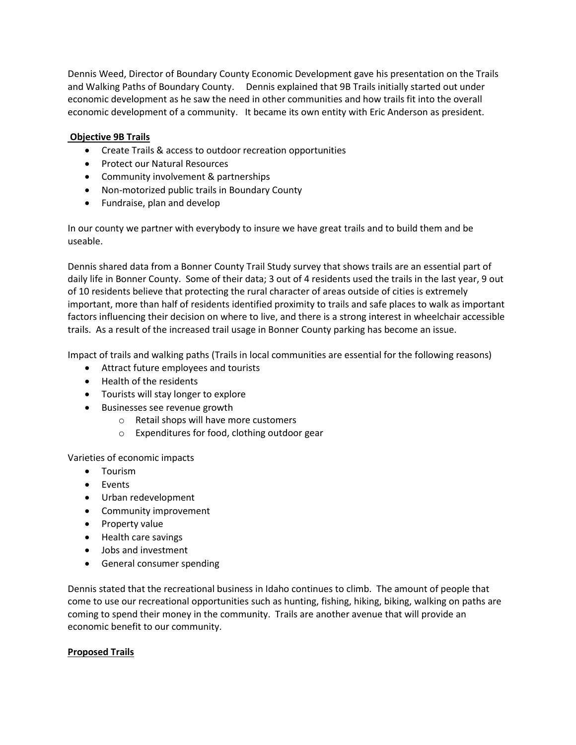Dennis Weed, Director of Boundary County Economic Development gave his presentation on the Trails and Walking Paths of Boundary County. Dennis explained that 9B Trails initially started out under economic development as he saw the need in other communities and how trails fit into the overall economic development of a community. It became its own entity with Eric Anderson as president.

**Objective 9B Trails**

- Create Trails & access to outdoor recreation opportunities
- Protect our Natural Resources
- Community involvement & partnerships
- Non-motorized public trails in Boundary County
- Fundraise, plan and develop

In our county we partner with everybody to insure we have great trails and to build them and be useable.

Dennis shared data from a Bonner County Trail Study survey that shows trails are an essential part of daily life in Bonner County. Some of their data; 3 out of 4 residents used the trails in the last year, 9 out of 10 residents believe that protecting the rural character of areas outside of cities is extremely important, more than half of residents identified proximity to trails and safe places to walk as important factors influencing their decision on where to live, and there is a strong interest in wheelchair accessible trails. As a result of the increased trail usage in Bonner County parking has become an issue.

Impact of trails and walking paths (Trails in local communities are essential for the following reasons)

- Attract future employees and tourists
- Health of the residents
- Tourists will stay longer to explore
- Businesses see revenue growth
  - Retail shops will have more customers
  - Expenditures for food, clothing outdoor gear

Varieties of economic impacts

- Tourism
- Events
- Urban redevelopment
- Community improvement
- Property value
- Health care savings
- Jobs and investment
- General consumer spending

Dennis stated that the recreational business in Idaho continues to climb. The amount of people that come to use our recreational opportunities such as hunting, fishing, hiking, biking, walking on paths are coming to spend their money in the community. Trails are another avenue that will provide an economic benefit to our community.

**Proposed Trails**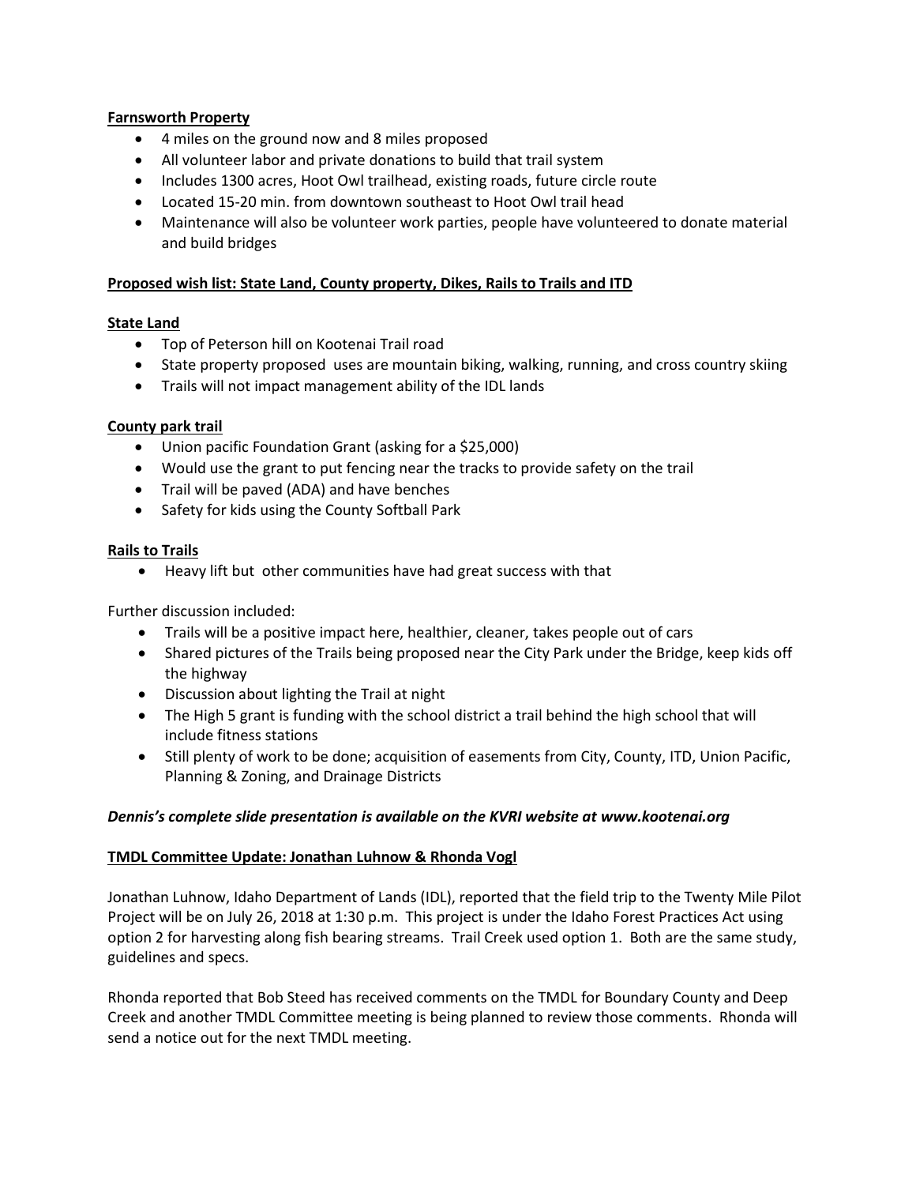**Farnsworth Property**

- 4 miles on the ground now and 8 miles proposed
- All volunteer labor and private donations to build that trail system
- Includes 1300 acres, Hoot Owl trailhead, existing roads, future circle route
- Located 15-20 min. from downtown southeast to Hoot Owl trail head
- Maintenance will also be volunteer work parties, people have volunteered to donate material and build bridges

**Proposed wish list: State Land, County property, Dikes, Rails to Trails and ITD**

**State Land**

- Top of Peterson hill on Kootenai Trail road
- State property proposed uses are mountain biking, walking, running, and cross country skiing
- Trails will not impact management ability of the IDL lands

**County park trail**

- Union pacific Foundation Grant (asking for a $25,000)
- Would use the grant to put fencing near the tracks to provide safety on the trail
- Trail will be paved (ADA) and have benches
- Safety for kids using the County Softball Park

**Rails to Trails**

- Heavy lift but other communities have had great success with that

Further discussion included:

- Trails will be a positive impact here, healthier, cleaner, takes people out of cars
- Shared pictures of the Trails being proposed near the City Park under the Bridge, keep kids off the highway
- Discussion about lighting the Trail at night
- The High 5 grant is funding with the school district a trail behind the high school that will include fitness stations
- Still plenty of work to be done; acquisition of easements from City, County, ITD, Union Pacific, Planning & Zoning, and Drainage Districts

***Dennis's complete slide presentation is available on the KVRI website at www.kootenai.org***

**TMDL Committee Update: Jonathan Luhnow & Rhonda Vogl**

Jonathan Luhnow, Idaho Department of Lands (IDL), reported that the field trip to the Twenty Mile Pilot Project will be on July 26, 2018 at 1:30 p.m. This project is under the Idaho Forest Practices Act using option 2 for harvesting along fish bearing streams. Trail Creek used option 1. Both are the same study, guidelines and specs.

Rhonda reported that Bob Steed has received comments on the TMDL for Boundary County and Deep Creek and another TMDL Committee meeting is being planned to review those comments. Rhonda will send a notice out for the next TMDL meeting.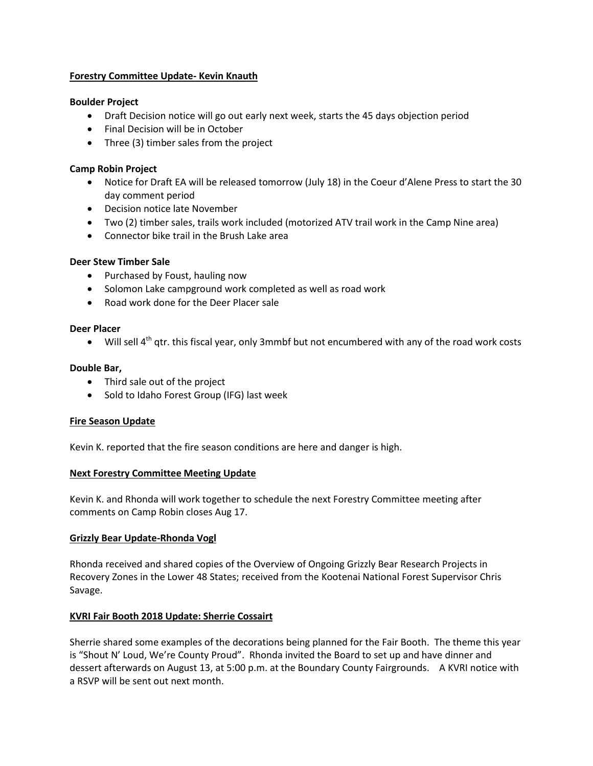**Forestry Committee Update- Kevin Knauth**

**Boulder Project**

- Draft Decision notice will go out early next week, starts the 45 days objection period
- Final Decision will be in October
- Three (3) timber sales from the project

**Camp Robin Project**

- Notice for Draft EA will be released tomorrow (July 18) in the Coeur d'Alene Press to start the 30 day comment period
- Decision notice late November
- Two (2) timber sales, trails work included (motorized ATV trail work in the Camp Nine area)
- Connector bike trail in the Brush Lake area

**Deer Stew Timber Sale**

- Purchased by Foust, hauling now
- Solomon Lake campground work completed as well as road work
- Road work done for the Deer Placer sale

**Deer Placer**

- Will sell 4th qtr. this fiscal year, only 3mmbf but not encumbered with any of the road work costs

**Double Bar,**

- Third sale out of the project
- Sold to Idaho Forest Group (IFG) last week

**Fire Season Update**

Kevin K. reported that the fire season conditions are here and danger is high.

**Next Forestry Committee Meeting Update**

Kevin K. and Rhonda will work together to schedule the next Forestry Committee meeting after comments on Camp Robin closes Aug 17.

**Grizzly Bear Update-Rhonda Vogl**

Rhonda received and shared copies of the Overview of Ongoing Grizzly Bear Research Projects in Recovery Zones in the Lower 48 States; received from the Kootenai National Forest Supervisor Chris Savage.

**KVRI Fair Booth 2018 Update: Sherrie Cossairt**

Sherrie shared some examples of the decorations being planned for the Fair Booth. The theme this year is "Shout N' Loud, We're County Proud". Rhonda invited the Board to set up and have dinner and dessert afterwards on August 13, at 5:00 p.m. at the Boundary County Fairgrounds. A KVRI notice with a RSVP will be sent out next month.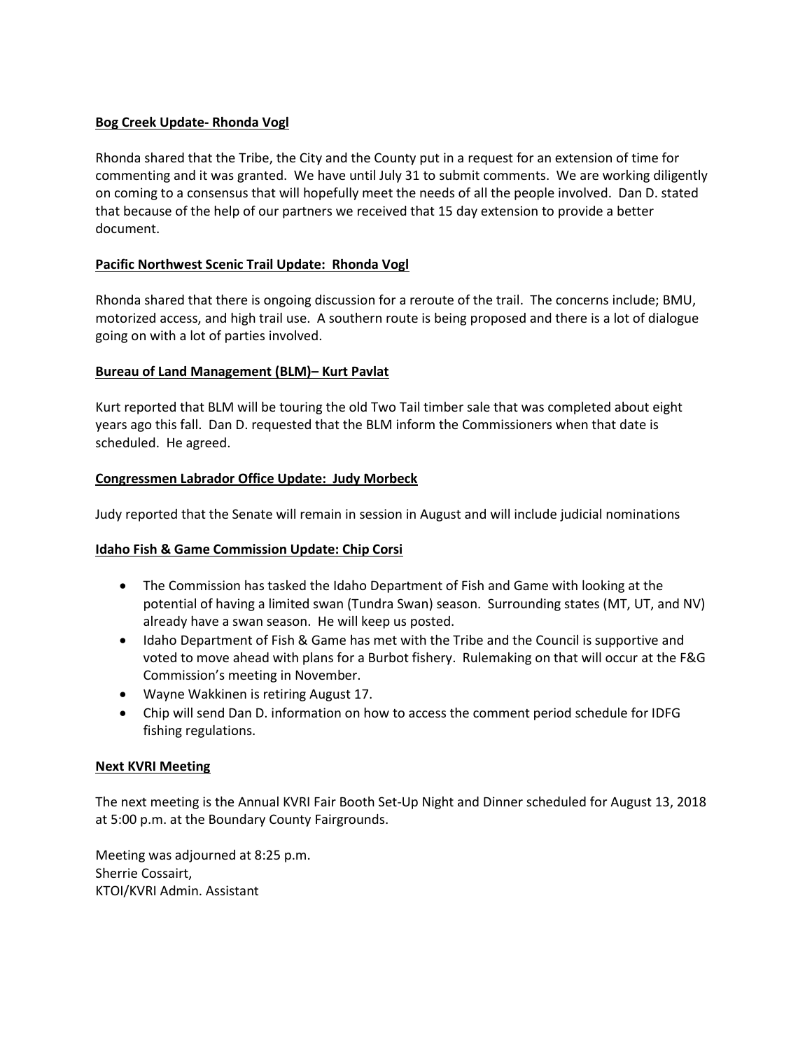**Bog Creek Update- Rhonda Vogl**

Rhonda shared that the Tribe, the City and the County put in a request for an extension of time for commenting and it was granted. We have until July 31 to submit comments. We are working diligently on coming to a consensus that will hopefully meet the needs of all the people involved. Dan D. stated that because of the help of our partners we received that 15 day extension to provide a better document.

**Pacific Northwest Scenic Trail Update: Rhonda Vogl**

Rhonda shared that there is ongoing discussion for a reroute of the trail. The concerns include; BMU, motorized access, and high trail use. A southern route is being proposed and there is a lot of dialogue going on with a lot of parties involved.

**Bureau of Land Management (BLM)– Kurt Pavlat**

Kurt reported that BLM will be touring the old Two Tail timber sale that was completed about eight years ago this fall. Dan D. requested that the BLM inform the Commissioners when that date is scheduled. He agreed.

**Congressmen Labrador Office Update: Judy Morbeck**

Judy reported that the Senate will remain in session in August and will include judicial nominations

**Idaho Fish & Game Commission Update: Chip Corsi**

- The Commission has tasked the Idaho Department of Fish and Game with looking at the potential of having a limited swan (Tundra Swan) season. Surrounding states (MT, UT, and NV) already have a swan season. He will keep us posted.
- Idaho Department of Fish & Game has met with the Tribe and the Council is supportive and voted to move ahead with plans for a Burbot fishery. Rulemaking on that will occur at the F&G Commission's meeting in November.
- Wayne Wakkinen is retiring August 17.
- Chip will send Dan D. information on how to access the comment period schedule for IDFG fishing regulations.

**Next KVRI Meeting**

The next meeting is the Annual KVRI Fair Booth Set-Up Night and Dinner scheduled for August 13, 2018 at 5:00 p.m. at the Boundary County Fairgrounds.

Meeting was adjourned at 8:25 p.m.
Sherrie Cossairt,
KTOI/KVRI Admin. Assistant